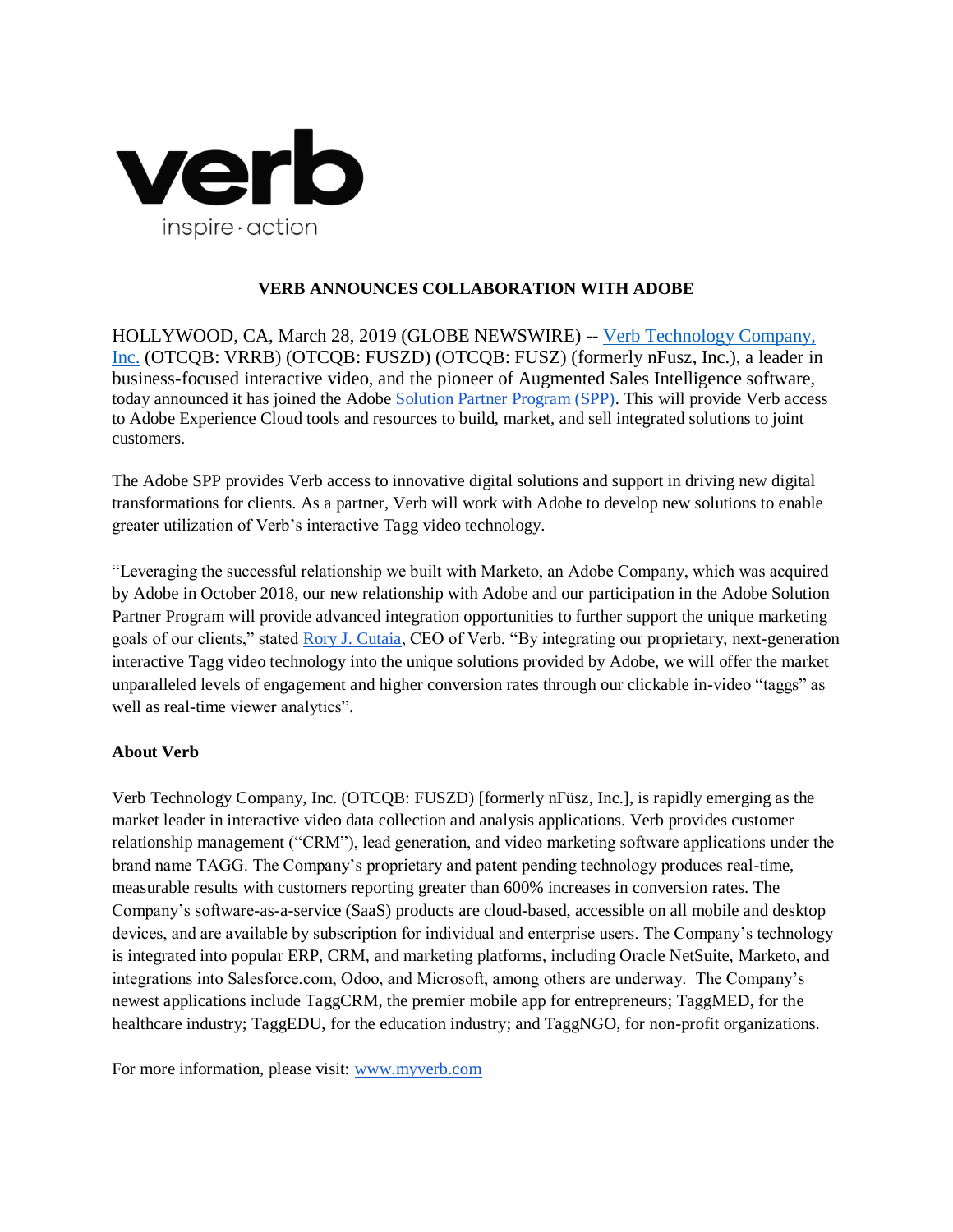verb

inspire · action

# VERB ANNOUNCES COLLABORATION WITH ADOBE

HOLLYWOOD, CA, March 28, 2019 (GLOBE NEWSWIRE) -- Verb Technology Company, Inc. (OTCQB: VRRB) (OTCQB: FUSZD) (OTCQB: FUSZ) (formerly nFusz, Inc.), a leader in business-focused interactive video, and the pioneer of Augmented Sales Intelligence software, today announced it has joined the Adobe Solution Partner Program (SPP). This will provide Verb access to Adobe Experience Cloud tools and resources to build, market, and sell integrated solutions to joint customers.

The Adobe SPP provides Verb access to innovative digital solutions and support in driving new digital transformations for clients. As a partner, Verb will work with Adobe to develop new solutions to enable greater utilization of Verb's interactive Tagg video technology.

"Leveraging the successful relationship we built with Marketo, an Adobe Company, which was acquired by Adobe in October 2018, our new relationship with Adobe and our participation in the Adobe Solution Partner Program will provide advanced integration opportunities to further support the unique marketing goals of our clients," stated Rory J. Cutaia, CEO of Verb. "By integrating our proprietary, next-generation interactive Tagg video technology into the unique solutions provided by Adobe, we will offer the market unparalleled levels of engagement and higher conversion rates through our clickable in-video "taggs" as well as real-time viewer analytics".

**About Verb**

Verb Technology Company, Inc. (OTCQB: FUSZD) [formerly nFüsz, Inc.], is rapidly emerging as the market leader in interactive video data collection and analysis applications. Verb provides customer relationship management ("CRM"), lead generation, and video marketing software applications under the brand name TAGG. The Company's proprietary and patent pending technology produces real-time, measurable results with customers reporting greater than 600% increases in conversion rates. The Company's software-as-a-service (SaaS) products are cloud-based, accessible on all mobile and desktop devices, and are available by subscription for individual and enterprise users. The Company's technology is integrated into popular ERP, CRM, and marketing platforms, including Oracle NetSuite, Marketo, and integrations into Salesforce.com, Odoo, and Microsoft, among others are underway. The Company's newest applications include TaggCRM, the premier mobile app for entrepreneurs; TaggMED, for the healthcare industry; TaggEDU, for the education industry; and TaggNGO, for non-profit organizations.

For more information, please visit: www.myverb.com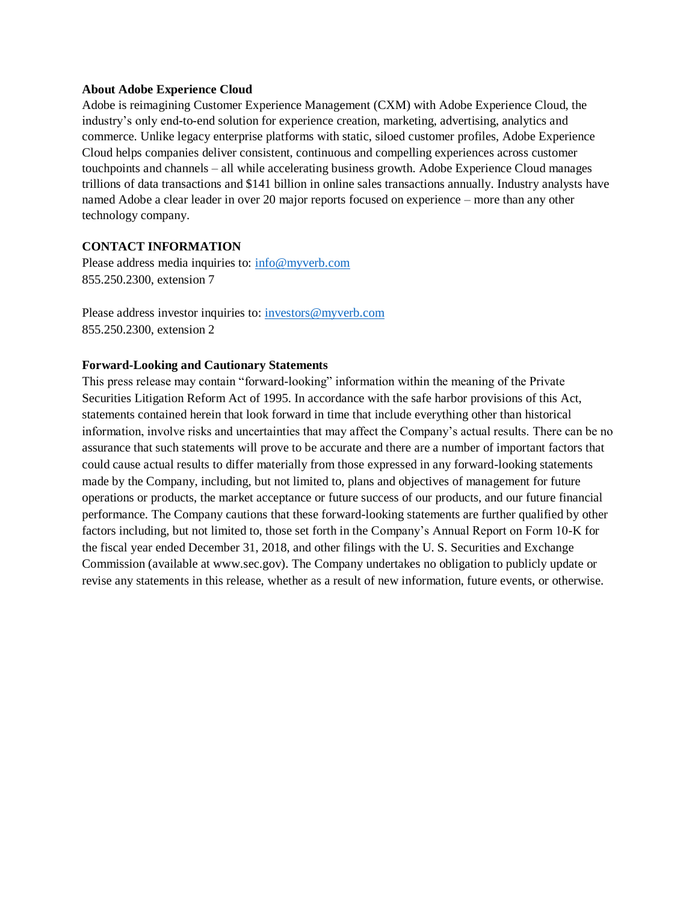**About Adobe Experience Cloud**

Adobe is reimagining Customer Experience Management (CXM) with Adobe Experience Cloud, the industry's only end-to-end solution for experience creation, marketing, advertising, analytics and commerce. Unlike legacy enterprise platforms with static, siloed customer profiles, Adobe Experience Cloud helps companies deliver consistent, continuous and compelling experiences across customer touchpoints and channels – all while accelerating business growth. Adobe Experience Cloud manages trillions of data transactions and $141 billion in online sales transactions annually. Industry analysts have named Adobe a clear leader in over 20 major reports focused on experience – more than any other technology company.

**CONTACT INFORMATION**

Please address media inquiries to: info@myverb.com
855.250.2300, extension 7

Please address investor inquiries to: investors@myverb.com
855.250.2300, extension 2

**Forward-Looking and Cautionary Statements**

This press release may contain "forward-looking" information within the meaning of the Private Securities Litigation Reform Act of 1995. In accordance with the safe harbor provisions of this Act, statements contained herein that look forward in time that include everything other than historical information, involve risks and uncertainties that may affect the Company's actual results. There can be no assurance that such statements will prove to be accurate and there are a number of important factors that could cause actual results to differ materially from those expressed in any forward-looking statements made by the Company, including, but not limited to, plans and objectives of management for future operations or products, the market acceptance or future success of our products, and our future financial performance. The Company cautions that these forward-looking statements are further qualified by other factors including, but not limited to, those set forth in the Company's Annual Report on Form 10-K for the fiscal year ended December 31, 2018, and other filings with the U. S. Securities and Exchange Commission (available at www.sec.gov). The Company undertakes no obligation to publicly update or revise any statements in this release, whether as a result of new information, future events, or otherwise.